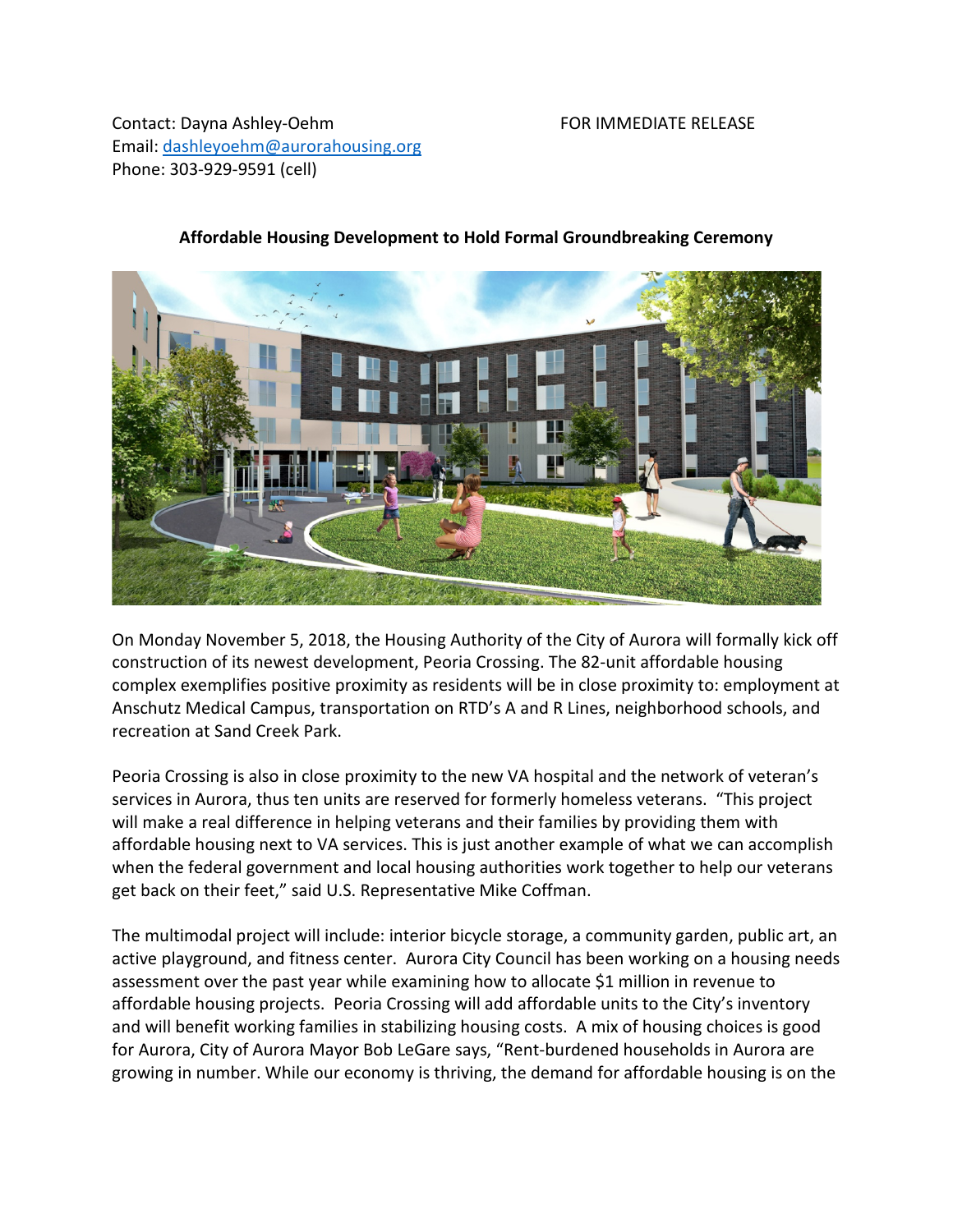Contact: Dayna Ashley-Oehm
Email: dashleyoehm@aurorahousing.org
Phone: 303-929-9591 (cell)

FOR IMMEDIATE RELEASE

**Affordable Housing Development to Hold Formal Groundbreaking Ceremony**

On Monday November 5, 2018, the Housing Authority of the City of Aurora will formally kick off construction of its newest development, Peoria Crossing. The 82-unit affordable housing complex exemplifies positive proximity as residents will be in close proximity to: employment at Anschutz Medical Campus, transportation on RTD's A and R Lines, neighborhood schools, and recreation at Sand Creek Park.

Peoria Crossing is also in close proximity to the new VA hospital and the network of veteran's services in Aurora, thus ten units are reserved for formerly homeless veterans. "This project will make a real difference in helping veterans and their families by providing them with affordable housing next to VA services. This is just another example of what we can accomplish when the federal government and local housing authorities work together to help our veterans get back on their feet," said U.S. Representative Mike Coffman.

The multimodal project will include: interior bicycle storage, a community garden, public art, an active playground, and fitness center. Aurora City Council has been working on a housing needs assessment over the past year while examining how to allocate $1 million in revenue to affordable housing projects. Peoria Crossing will add affordable units to the City's inventory and will benefit working families in stabilizing housing costs. A mix of housing choices is good for Aurora, City of Aurora Mayor Bob LeGare says, "Rent-burdened households in Aurora are growing in number. While our economy is thriving, the demand for affordable housing is on the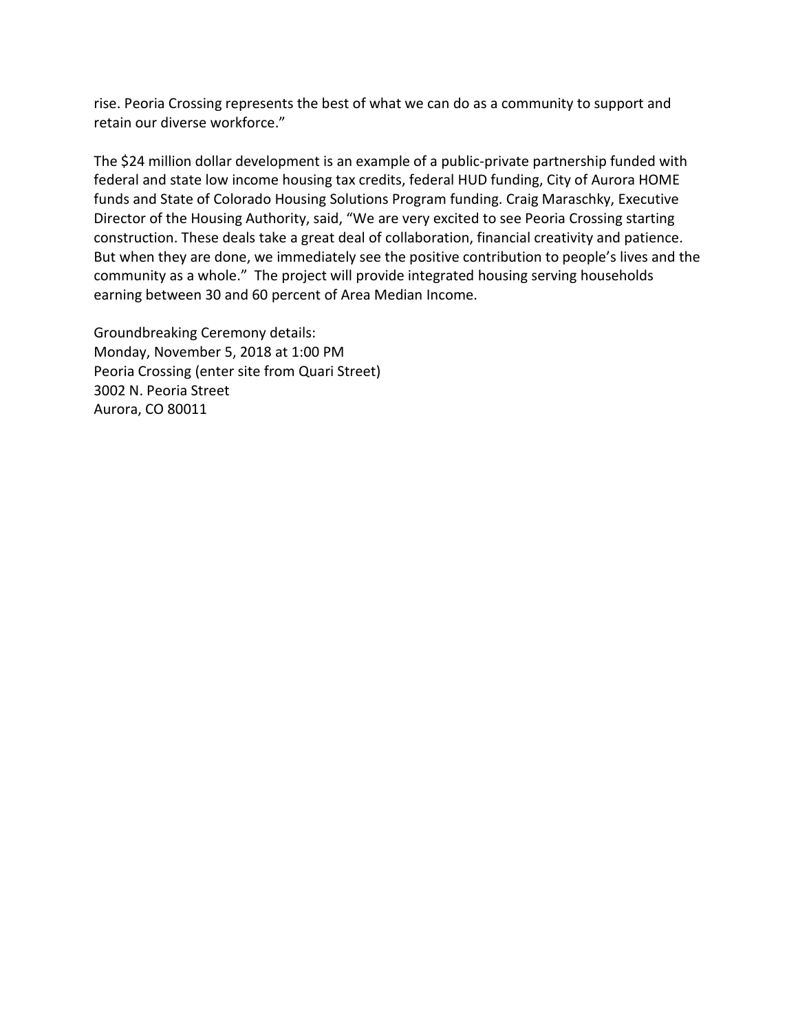rise. Peoria Crossing represents the best of what we can do as a community to support and retain our diverse workforce."

The $24 million dollar development is an example of a public-private partnership funded with federal and state low income housing tax credits, federal HUD funding, City of Aurora HOME funds and State of Colorado Housing Solutions Program funding. Craig Maraschky, Executive Director of the Housing Authority, said, "We are very excited to see Peoria Crossing starting construction. These deals take a great deal of collaboration, financial creativity and patience. But when they are done, we immediately see the positive contribution to people's lives and the community as a whole." The project will provide integrated housing serving households earning between 30 and 60 percent of Area Median Income.

Groundbreaking Ceremony details:
Monday, November 5, 2018 at 1:00 PM
Peoria Crossing (enter site from Quari Street)
3002 N. Peoria Street
Aurora, CO 80011